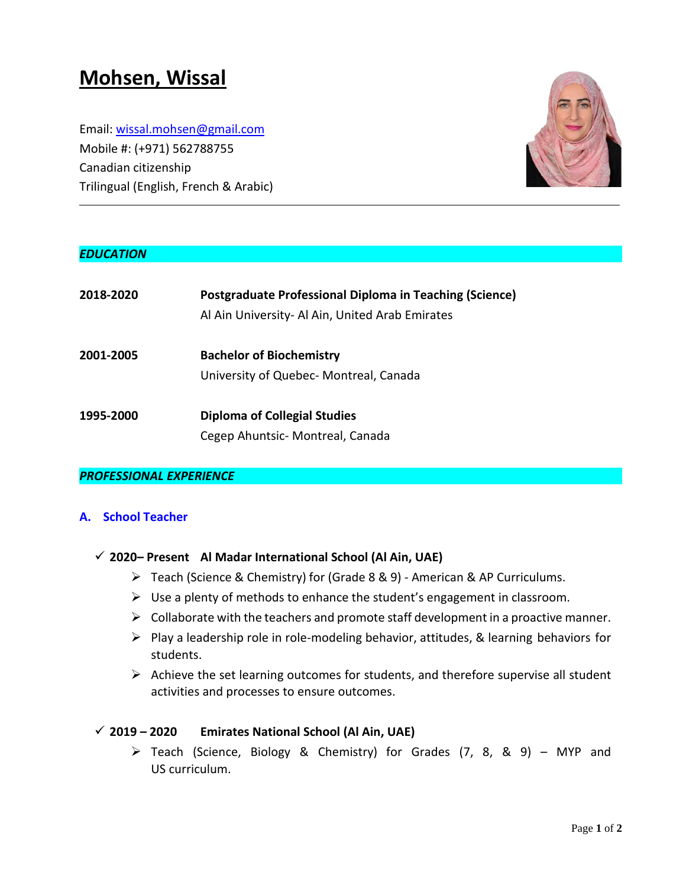# Mohsen, Wissal

Email: wissal.mohsen@gmail.com
Mobile #: (+971) 562788755
Canadian citizenship
Trilingual (English, French & Arabic)

---

## *EDUCATION*

**2018-2020** **Postgraduate Professional Diploma in Teaching (Science)**
Al Ain University- Al Ain, United Arab Emirates

**2001-2005** **Bachelor of Biochemistry**
University of Quebec- Montreal, Canada

**1995-2000** **Diploma of Collegial Studies**
Cegep Ahuntsic- Montreal, Canada

## *PROFESSIONAL EXPERIENCE*

### A. School Teacher

- **2020– Present Al Madar International School (Al Ain, UAE)**
  - Teach (Science & Chemistry) for (Grade 8 & 9) - American & AP Curriculums.
  - Use a plenty of methods to enhance the student's engagement in classroom.
  - Collaborate with the teachers and promote staff development in a proactive manner.
  - Play a leadership role in role-modeling behavior, attitudes, & learning behaviors for students.
  - Achieve the set learning outcomes for students, and therefore supervise all student activities and processes to ensure outcomes.

- **2019 – 2020 Emirates National School (Al Ain, UAE)**
  - Teach (Science, Biology & Chemistry) for Grades (7, 8, & 9) – MYP and US curriculum.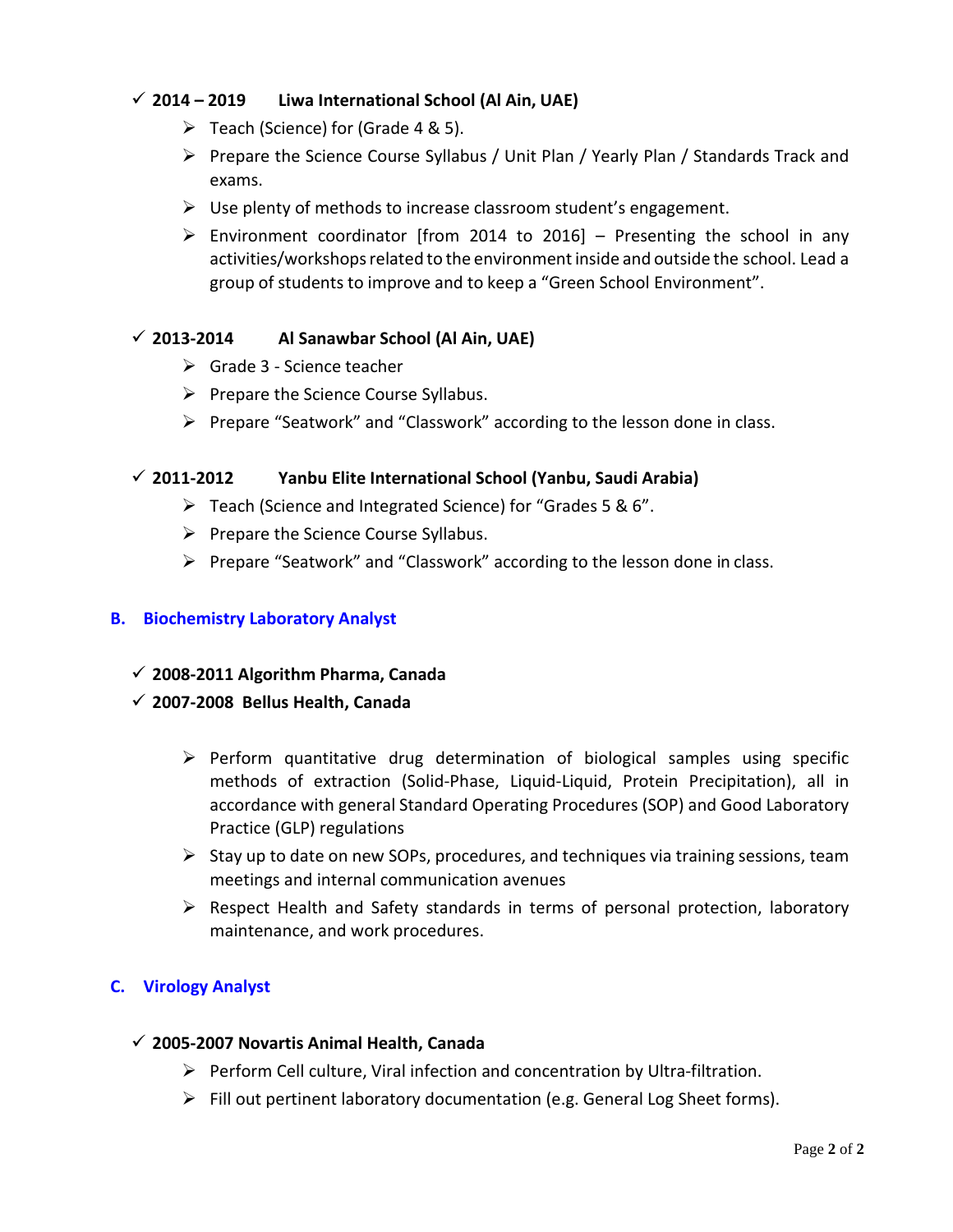- ✓ **2014 – 2019 Liwa International School (Al Ain, UAE)**
  - ➢ Teach (Science) for (Grade 4 & 5).
  - ➢ Prepare the Science Course Syllabus / Unit Plan / Yearly Plan / Standards Track and exams.
  - ➢ Use plenty of methods to increase classroom student's engagement.
  - ➢ Environment coordinator [from 2014 to 2016] – Presenting the school in any activities/workshops related to the environment inside and outside the school. Lead a group of students to improve and to keep a "Green School Environment".

- ✓ **2013-2014 Al Sanawbar School (Al Ain, UAE)**
  - ➢ Grade 3 - Science teacher
  - ➢ Prepare the Science Course Syllabus.
  - ➢ Prepare "Seatwork" and "Classwork" according to the lesson done in class.

- ✓ **2011-2012 Yanbu Elite International School (Yanbu, Saudi Arabia)**
  - ➢ Teach (Science and Integrated Science) for "Grades 5 & 6".
  - ➢ Prepare the Science Course Syllabus.
  - ➢ Prepare "Seatwork" and "Classwork" according to the lesson done in class.

### B. Biochemistry Laboratory Analyst

- ✓ **2008-2011 Algorithm Pharma, Canada**
- ✓ **2007-2008 Bellus Health, Canada**
  - ➢ Perform quantitative drug determination of biological samples using specific methods of extraction (Solid-Phase, Liquid-Liquid, Protein Precipitation), all in accordance with general Standard Operating Procedures (SOP) and Good Laboratory Practice (GLP) regulations
  - ➢ Stay up to date on new SOPs, procedures, and techniques via training sessions, team meetings and internal communication avenues
  - ➢ Respect Health and Safety standards in terms of personal protection, laboratory maintenance, and work procedures.

### C. Virology Analyst

- ✓ **2005-2007 Novartis Animal Health, Canada**
  - ➢ Perform Cell culture, Viral infection and concentration by Ultra-filtration.
  - ➢ Fill out pertinent laboratory documentation (e.g. General Log Sheet forms).